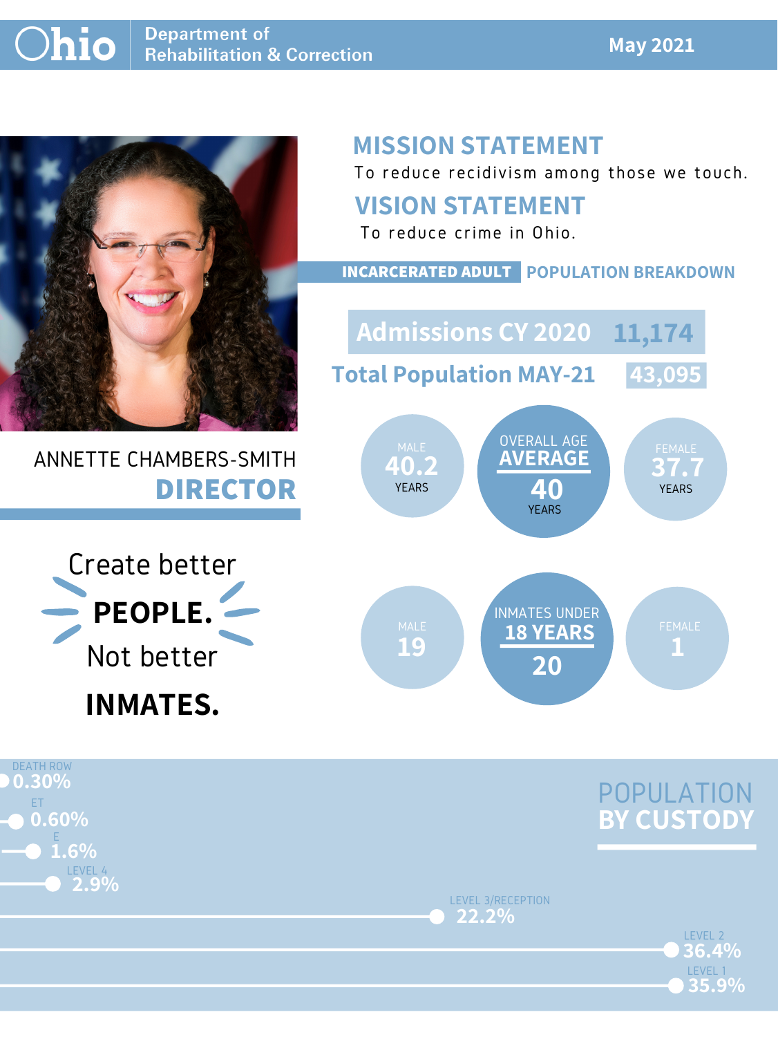**Ohio** | Department of Rehabilitation & Correction

**May 2021**

ANNETTE CHAMBERS-SMITH
**DIRECTOR**

Create better
**PEOPLE.**
Not better
**INMATES.**

## MISSION STATEMENT

To reduce recidivism among those we touch.

## VISION STATEMENT

To reduce crime in Ohio.

## INCARCERATED ADULT POPULATION BREAKDOWN

| | |
|---|---|
| Admissions CY 2020 | 11,174 |
| Total Population MAY-21 | 43,095 |

| MALE | OVERALL AGE AVERAGE | FEMALE |
|---|---|---|
| 40.2 YEARS | 40 YEARS | 37.7 YEARS |

| MALE | INMATES UNDER 18 YEARS | FEMALE |
|---|---|---|
| 19 | 20 | 1 |

## POPULATION BY CUSTODY

| Custody | Percentage |
|---|---|
| DEATH ROW | 0.30% |
| ET | 0.60% |
| E | 1.6% |
| LEVEL 4 | 2.9% |
| LEVEL 3/RECEPTION | 22.2% |
| LEVEL 2 | 36.4% |
| LEVEL 1 | 35.9% |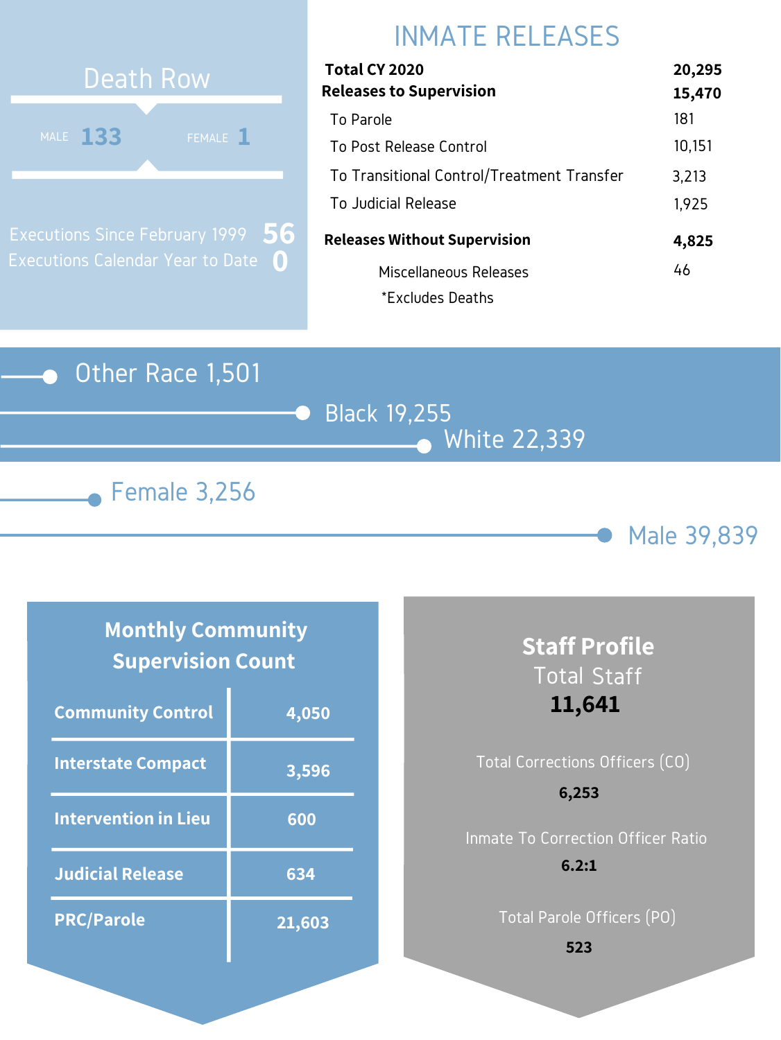## Death Row

| MALE | FEMALE |
|---|---|
| 133 | 1 |

Executions Since February 1999 **56**

Executions Calendar Year to Date **0**

## INMATE RELEASES

| | |
|---|---|
| **Total CY 2020** | **20,295** |
| **Releases to Supervision** | **15,470** |
| To Parole | 181 |
| To Post Release Control | 10,151 |
| To Transitional Control/Treatment Transfer | 3,213 |
| To Judicial Release | 1,925 |
| **Releases Without Supervision** | **4,825** |
| Miscellaneous Releases | 46 |

*Excludes Deaths

Other Race 1,501

Black 19,255

White 22,339

Female 3,256

Male 39,839

## Monthly Community Supervision Count

| | |
|---|---|
| **Community Control** | **4,050** |
| **Interstate Compact** | **3,596** |
| **Intervention in Lieu** | **600** |
| **Judicial Release** | **634** |
| **PRC/Parole** | **21,603** |

## Staff Profile

Total Staff

**11,641**

Total Corrections Officers (CO)

**6,253**

Inmate To Correction Officer Ratio

**6.2:1**

Total Parole Officers (PO)

**523**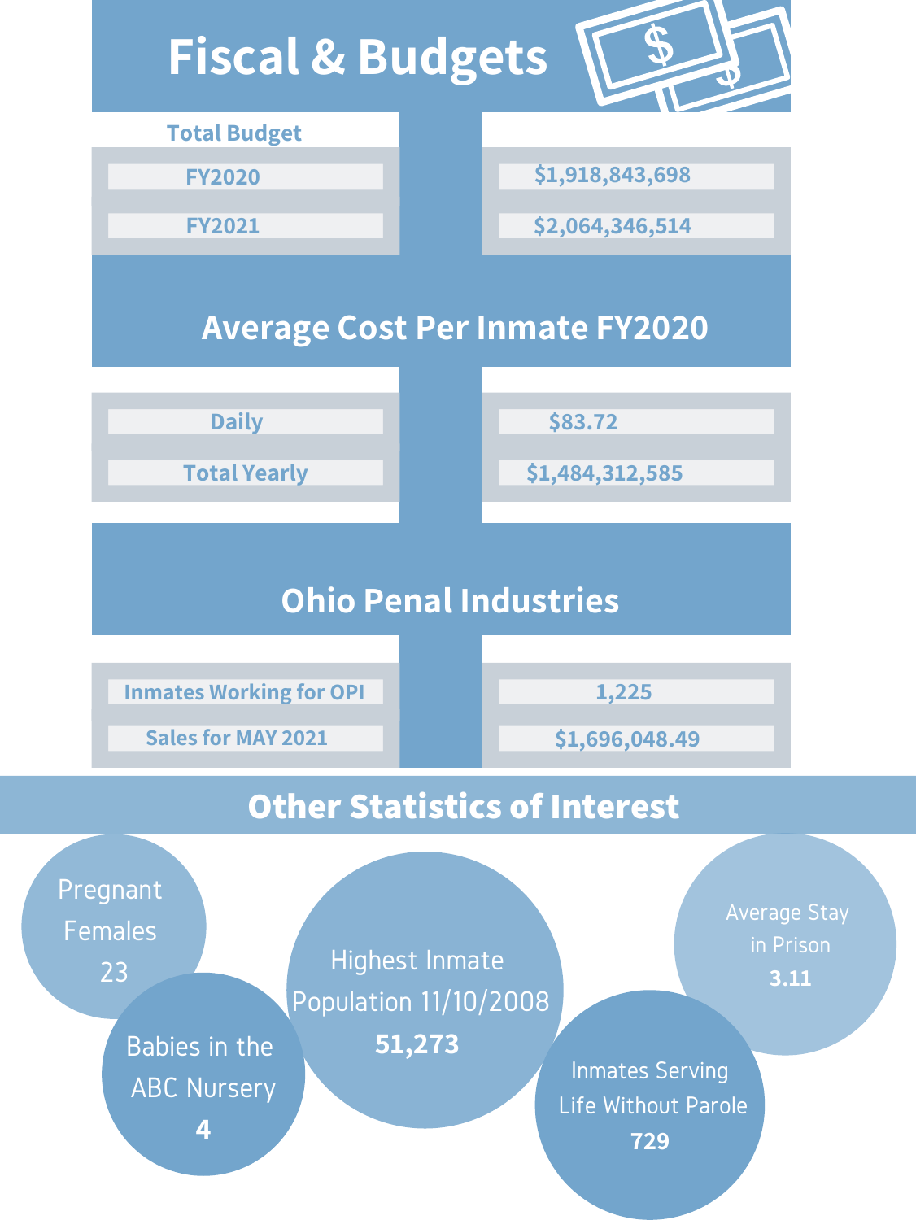# Fiscal & Budgets

## Total Budget

| | |
|---|---|
| FY2020 | $1,918,843,698 |
| FY2021 | $2,064,346,514 |

## Average Cost Per Inmate FY2020

| | |
|---|---|
| Daily | $83.72 |
| Total Yearly | $1,484,312,585 |

## Ohio Penal Industries

| | |
|---|---|
| Inmates Working for OPI | 1,225 |
| Sales for MAY 2021 | $1,696,048.49 |

## Other Statistics of Interest

Pregnant Females 23

Babies in the ABC Nursery **4**

Highest Inmate Population 11/10/2008 **51,273**

Inmates Serving Life Without Parole **729**

Average Stay in Prison **3.11**